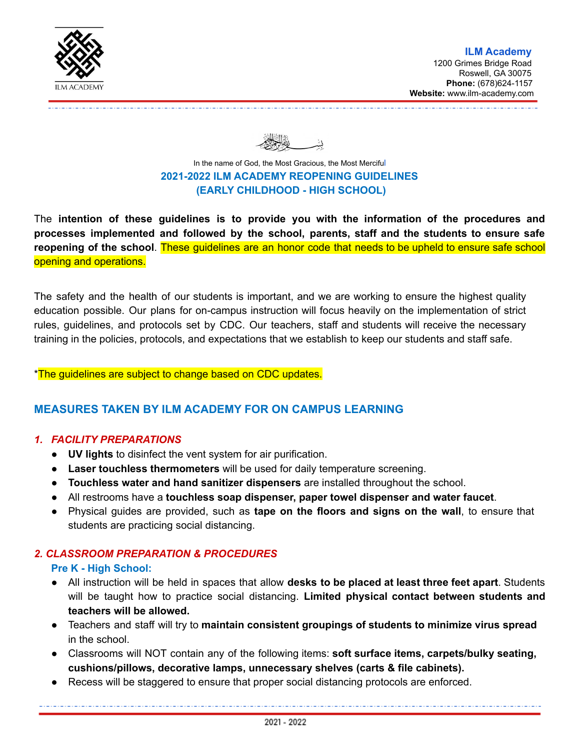ILM ACADEMY

**ILM Academy**
1200 Grimes Bridge Road
Roswell, GA 30075
**Phone:** (678)624-1157
**Website:** www.ilm-academy.com

In the name of God, the Most Gracious, the Most Merciful

## 2021-2022 ILM ACADEMY REOPENING GUIDELINES
## (EARLY CHILDHOOD - HIGH SCHOOL)

The **intention of these guidelines is to provide you with the information of the procedures and processes implemented and followed by the school, parents, staff and the students to ensure safe reopening of the school**. These guidelines are an honor code that needs to be upheld to ensure safe school opening and operations.

The safety and the health of our students is important, and we are working to ensure the highest quality education possible. Our plans for on-campus instruction will focus heavily on the implementation of strict rules, guidelines, and protocols set by CDC. Our teachers, staff and students will receive the necessary training in the policies, protocols, and expectations that we establish to keep our students and staff safe.

*The guidelines are subject to change based on CDC updates.

## MEASURES TAKEN BY ILM ACADEMY FOR ON CAMPUS LEARNING

### *1. FACILITY PREPARATIONS*

- **UV lights** to disinfect the vent system for air purification.
- **Laser touchless thermometers** will be used for daily temperature screening.
- **Touchless water and hand sanitizer dispensers** are installed throughout the school.
- All restrooms have a **touchless soap dispenser, paper towel dispenser and water faucet**.
- Physical guides are provided, such as **tape on the floors and signs on the wall**, to ensure that students are practicing social distancing.

### *2. CLASSROOM PREPARATION & PROCEDURES*

**Pre K - High School:**

- All instruction will be held in spaces that allow **desks to be placed at least three feet apart**. Students will be taught how to practice social distancing. **Limited physical contact between students and teachers will be allowed.**
- Teachers and staff will try to **maintain consistent groupings of students to minimize virus spread** in the school.
- Classrooms will NOT contain any of the following items: **soft surface items, carpets/bulky seating, cushions/pillows, decorative lamps, unnecessary shelves (carts & file cabinets).**
- Recess will be staggered to ensure that proper social distancing protocols are enforced.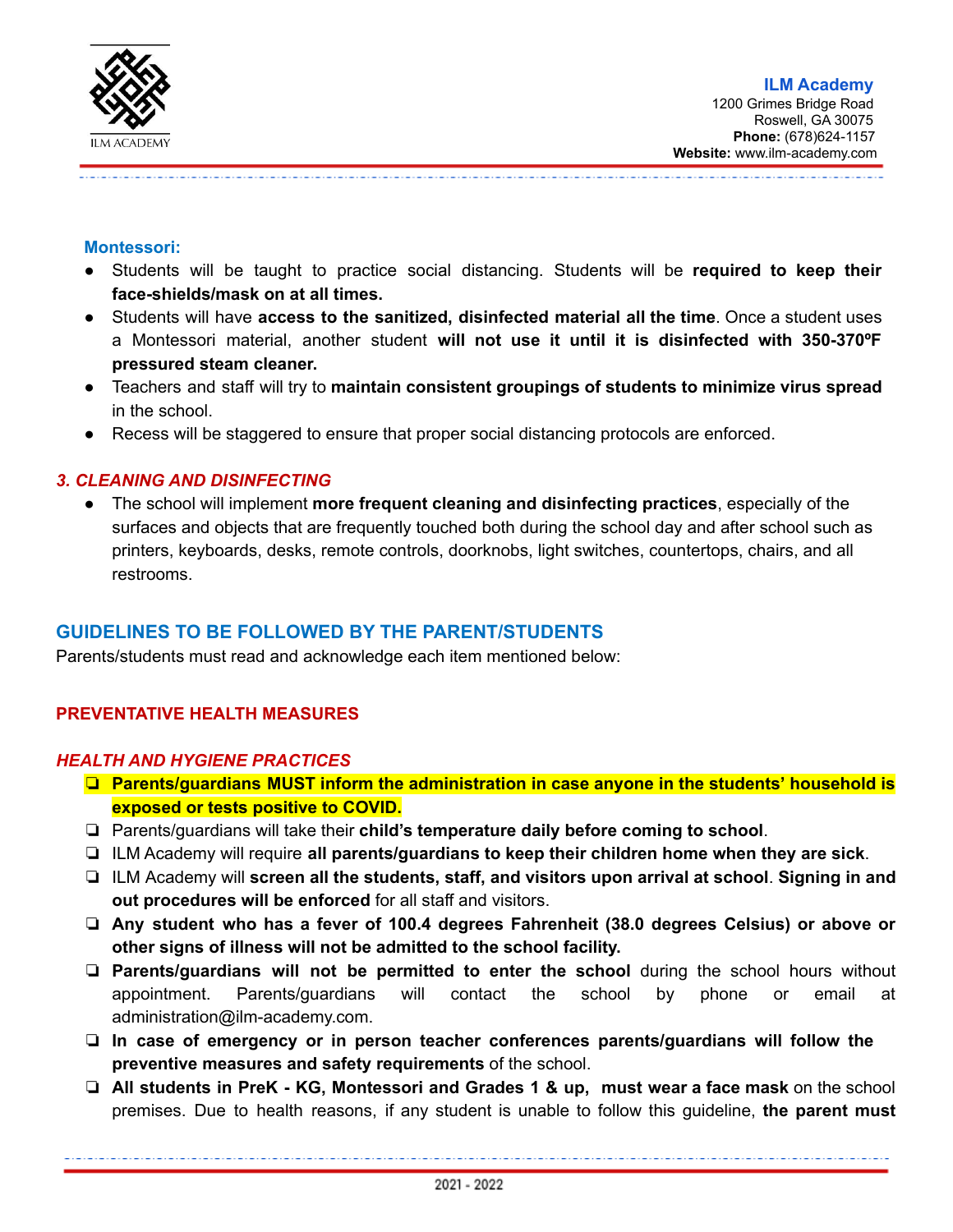**Montessori:**

- Students will be taught to practice social distancing. Students will be **required to keep their face-shields/mask on at all times.**
- Students will have **access to the sanitized, disinfected material all the time**. Once a student uses a Montessori material, another student **will not use it until it is disinfected with 350-370ºF pressured steam cleaner.**
- Teachers and staff will try to **maintain consistent groupings of students to minimize virus spread** in the school.
- Recess will be staggered to ensure that proper social distancing protocols are enforced.

### *3. CLEANING AND DISINFECTING*

- The school will implement **more frequent cleaning and disinfecting practices**, especially of the surfaces and objects that are frequently touched both during the school day and after school such as printers, keyboards, desks, remote controls, doorknobs, light switches, countertops, chairs, and all restrooms.

## GUIDELINES TO BE FOLLOWED BY THE PARENT/STUDENTS

Parents/students must read and acknowledge each item mentioned below:

### PREVENTATIVE HEALTH MEASURES

#### *HEALTH AND HYGIENE PRACTICES*

- ❏ **Parents/guardians MUST inform the administration in case anyone in the students' household is exposed or tests positive to COVID.**
- ❏ Parents/guardians will take their **child's temperature daily before coming to school**.
- ❏ ILM Academy will require **all parents/guardians to keep their children home when they are sick**.
- ❏ ILM Academy will **screen all the students, staff, and visitors upon arrival at school**. **Signing in and out procedures will be enforced** for all staff and visitors.
- ❏ **Any student who has a fever of 100.4 degrees Fahrenheit (38.0 degrees Celsius) or above or other signs of illness will not be admitted to the school facility.**
- ❏ **Parents/guardians will not be permitted to enter the school** during the school hours without appointment. Parents/guardians will contact the school by phone or email at administration@ilm-academy.com.
- ❏ **In case of emergency or in person teacher conferences parents/guardians will follow the preventive measures and safety requirements** of the school.
- ❏ **All students in PreK - KG, Montessori and Grades 1 & up, must wear a face mask** on the school premises. Due to health reasons, if any student is unable to follow this guideline, **the parent must**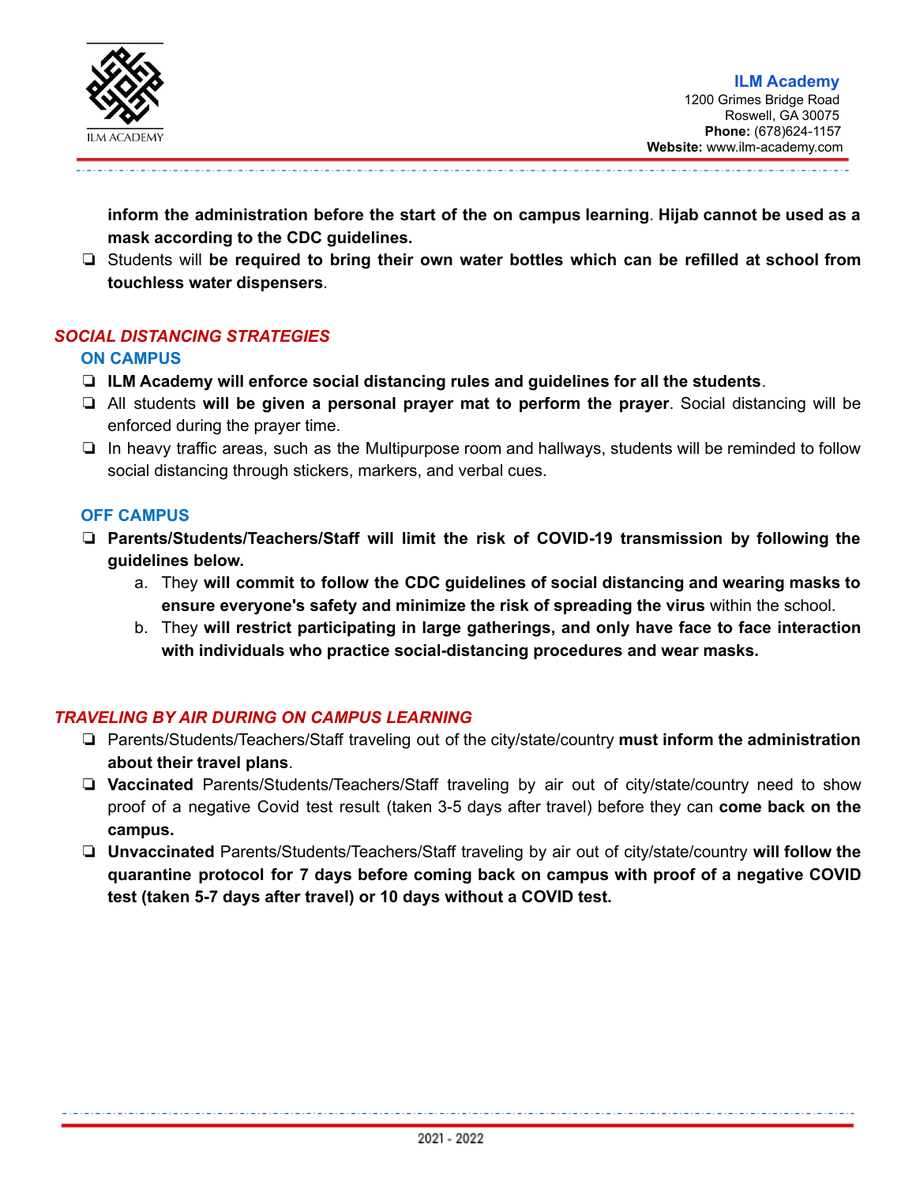**inform the administration before the start of the on campus learning**. **Hijab cannot be used as a mask according to the CDC guidelines.**

- Students will **be required to bring their own water bottles which can be refilled at school from touchless water dispensers**.

## *SOCIAL DISTANCING STRATEGIES*

### ON CAMPUS

- **ILM Academy will enforce social distancing rules and guidelines for all the students**.
- All students **will be given a personal prayer mat to perform the prayer**. Social distancing will be enforced during the prayer time.
- In heavy traffic areas, such as the Multipurpose room and hallways, students will be reminded to follow social distancing through stickers, markers, and verbal cues.

### OFF CAMPUS

- **Parents/Students/Teachers/Staff will limit the risk of COVID-19 transmission by following the guidelines below.**
  a. They **will commit to follow the CDC guidelines of social distancing and wearing masks to ensure everyone's safety and minimize the risk of spreading the virus** within the school.
  b. They **will restrict participating in large gatherings, and only have face to face interaction with individuals who practice social-distancing procedures and wear masks.**

## *TRAVELING BY AIR DURING ON CAMPUS LEARNING*

- Parents/Students/Teachers/Staff traveling out of the city/state/country **must inform the administration about their travel plans**.
- **Vaccinated** Parents/Students/Teachers/Staff traveling by air out of city/state/country need to show proof of a negative Covid test result (taken 3-5 days after travel) before they can **come back on the campus.**
- **Unvaccinated** Parents/Students/Teachers/Staff traveling by air out of city/state/country **will follow the quarantine protocol for 7 days before coming back on campus with proof of a negative COVID test (taken 5-7 days after travel) or 10 days without a COVID test.**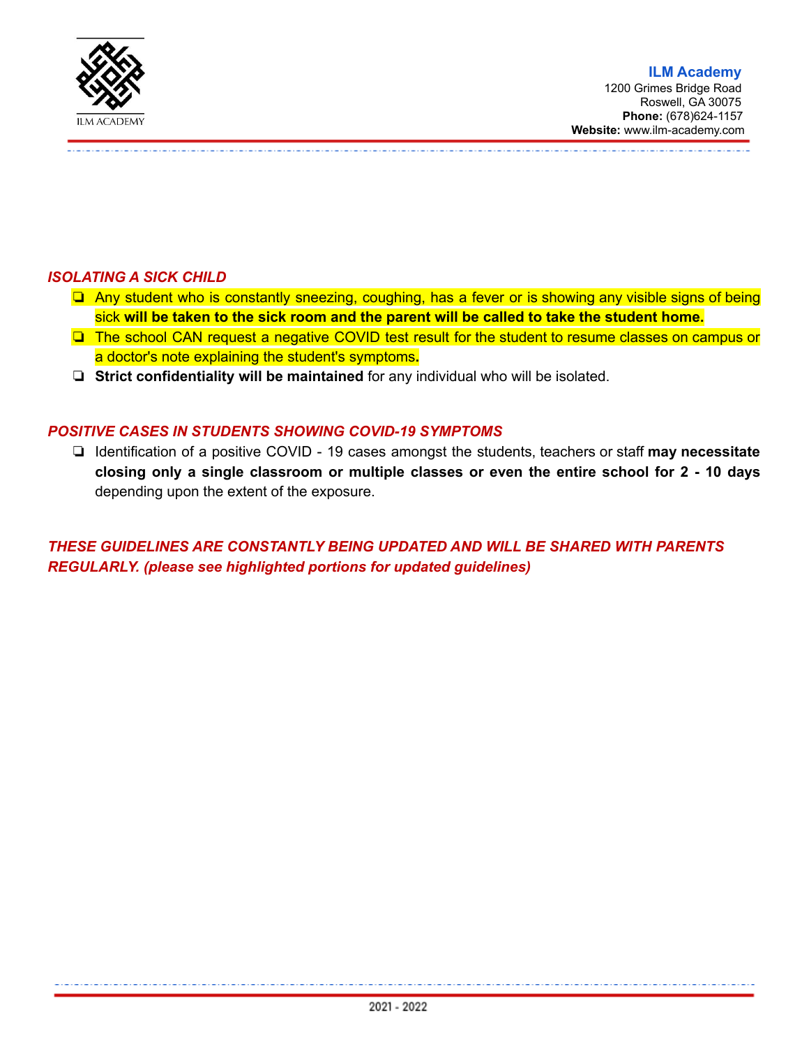### *ISOLATING A SICK CHILD*

- Any student who is constantly sneezing, coughing, has a fever or is showing any visible signs of being sick **will be taken to the sick room and the parent will be called to take the student home.**
- The school CAN request a negative COVID test result for the student to resume classes on campus or a doctor's note explaining the student's symptoms**.**
- **Strict confidentiality will be maintained** for any individual who will be isolated.

### *POSITIVE CASES IN STUDENTS SHOWING COVID-19 SYMPTOMS*

- Identification of a positive COVID - 19 cases amongst the students, teachers or staff **may necessitate closing only a single classroom or multiple classes or even the entire school for 2 - 10 days** depending upon the extent of the exposure.

***THESE GUIDELINES ARE CONSTANTLY BEING UPDATED AND WILL BE SHARED WITH PARENTS REGULARLY. (please see highlighted portions for updated guidelines)***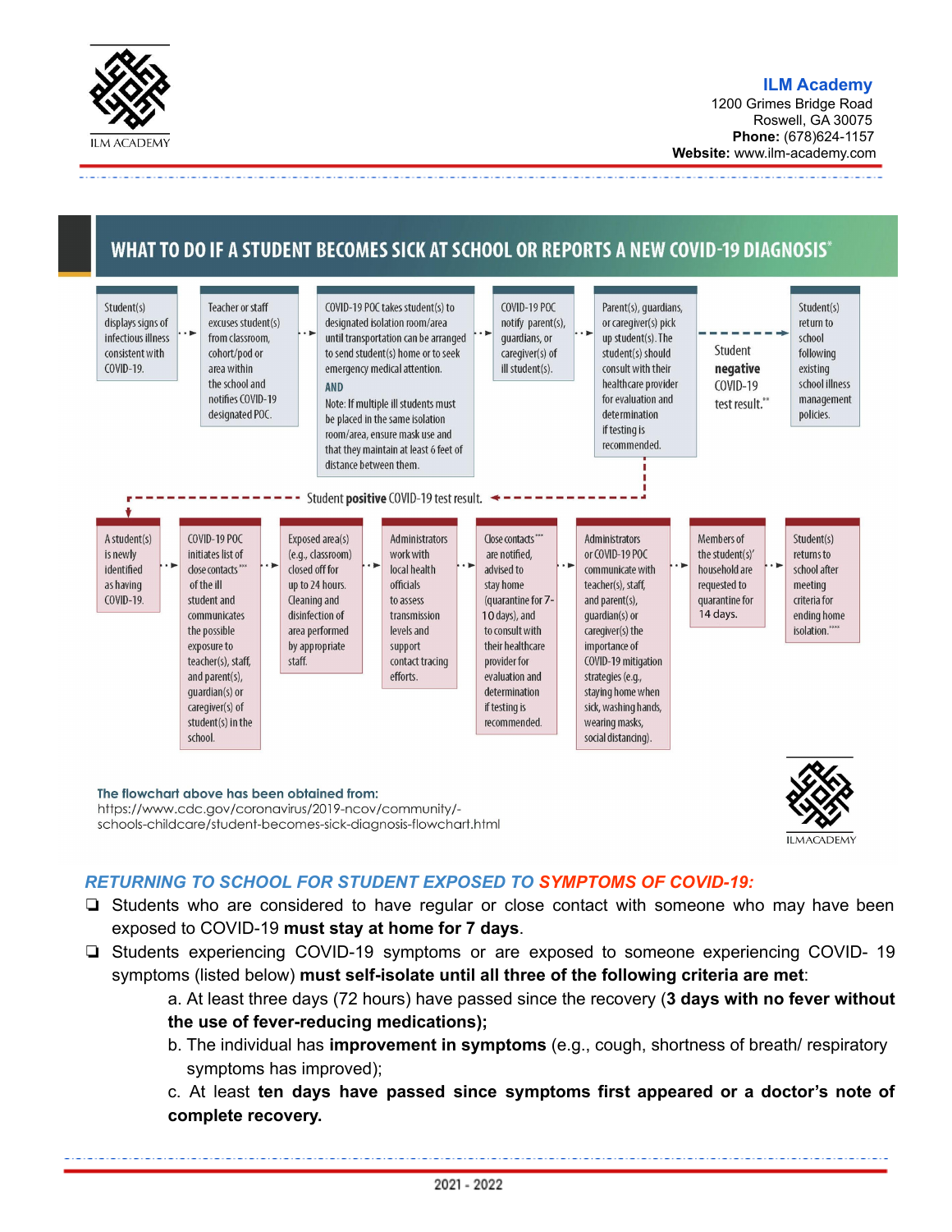**ILM Academy**
1200 Grimes Bridge Road
Roswell, GA 30075
**Phone:** (678)624-1157
**Website:** www.ilm-academy.com

## WHAT TO DO IF A STUDENT BECOMES SICK AT SCHOOL OR REPORTS A NEW COVID-19 DIAGNOSIS*

Student(s) displays signs of infectious illness consistent with COVID-19.

Teacher or staff excuses student(s) from classroom, cohort/pod or area within the school and notifies COVID-19 designated POC.

COVID-19 POC takes student(s) to designated isolation room/area until transportation can be arranged to send student(s) home or to seek emergency medical attention.

**AND**

Note: If multiple ill students must be placed in the same isolation room/area, ensure mask use and that they maintain at least 6 feet of distance between them.

COVID-19 POC notify parent(s), guardians, or caregiver(s) of ill student(s).

Parent(s), guardians, or caregiver(s) pick up student(s). The student(s) should consult with their healthcare provider for evaluation and determination if testing is recommended.

Student **negative** COVID-19 test result.** → Student(s) return to school following existing school illness management policies.

Student **positive** COVID-19 test result.

A student(s) is newly identified as having COVID-19.

COVID-19 POC initiates list of close contacts*** of the ill student and communicates the possible exposure to teacher(s), staff, and parent(s), guardian(s) or caregiver(s) of student(s) in the school.

Exposed area(s) (e.g., classroom) closed off for up to 24 hours. Cleaning and disinfection of area performed by appropriate staff.

Administrators work with local health officials to assess transmission levels and support contact tracing efforts.

Close contacts*** are notified, advised to stay home (quarantine for 7-10 days), and to consult with their healthcare provider for evaluation and determination if testing is recommended.

Administrators or COVID-19 POC communicate with teacher(s), staff, and parent(s), guardian(s) or caregiver(s) the importance of COVID-19 mitigation strategies (e.g., staying home when sick, washing hands, wearing masks, social distancing).

Members of the student(s)' household are requested to quarantine for 14 days.

Student(s) returns to school after meeting criteria for ending home isolation.****

**The flowchart above has been obtained from:**
https://www.cdc.gov/coronavirus/2019-ncov/community/-schools-childcare/student-becomes-sick-diagnosis-flowchart.html

### *RETURNING TO SCHOOL FOR STUDENT EXPOSED TO SYMPTOMS OF COVID-19:*

- Students who are considered to have regular or close contact with someone who may have been exposed to COVID-19 **must stay at home for 7 days**.
- Students experiencing COVID-19 symptoms or are exposed to someone experiencing COVID- 19 symptoms (listed below) **must self-isolate until all three of the following criteria are met**:
  - a. At least three days (72 hours) have passed since the recovery (**3 days with no fever without the use of fever-reducing medications);**
  - b. The individual has **improvement in symptoms** (e.g., cough, shortness of breath/ respiratory symptoms has improved);
  - c. At least **ten days have passed since symptoms first appeared or a doctor's note of complete recovery.**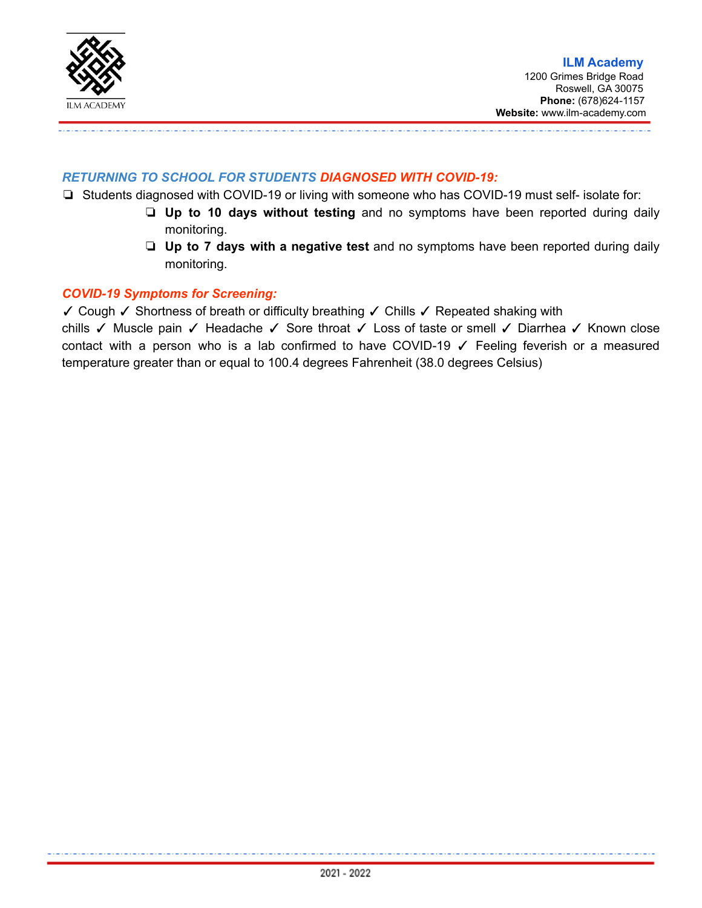### *RETURNING TO SCHOOL FOR STUDENTS DIAGNOSED WITH COVID-19:*

- Students diagnosed with COVID-19 or living with someone who has COVID-19 must self- isolate for:
  - **Up to 10 days without testing** and no symptoms have been reported during daily monitoring.
  - **Up to 7 days with a negative test** and no symptoms have been reported during daily monitoring.

### *COVID-19 Symptoms for Screening:*

✓ Cough ✓ Shortness of breath or difficulty breathing ✓ Chills ✓ Repeated shaking with chills ✓ Muscle pain ✓ Headache ✓ Sore throat ✓ Loss of taste or smell ✓ Diarrhea ✓ Known close contact with a person who is a lab confirmed to have COVID-19 ✓ Feeling feverish or a measured temperature greater than or equal to 100.4 degrees Fahrenheit (38.0 degrees Celsius)